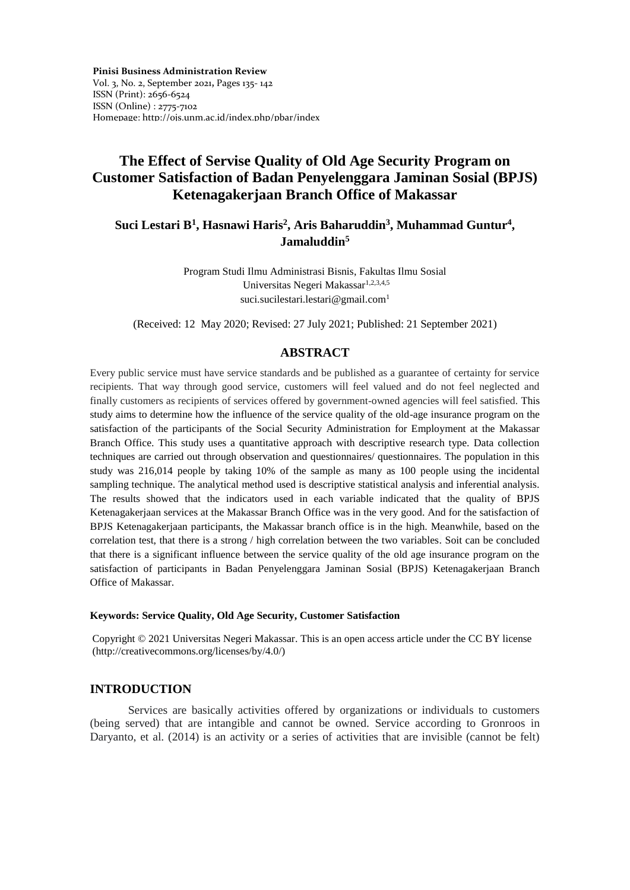**Pinisi Business Administration Review**
Vol. 3, No. 2, September 2021, Pages 135- 142
ISSN (Print): 2656-6524
ISSN (Online) : 2775-7102
Homepage: http://ojs.unm.ac.id/index.php/pbar/index

# The Effect of Servise Quality of Old Age Security Program on Customer Satisfaction of Badan Penyelenggara Jaminan Sosial (BPJS) Ketenagakerjaan Branch Office of Makassar

**Suci Lestari B[1], Hasnawi Haris[2], Aris Baharuddin[3], Muhammad Guntur[4], Jamaluddin[5]**

Program Studi Ilmu Administrasi Bisnis, Fakultas Ilmu Sosial
Universitas Negeri Makassar[1,2,3,4,5]
suci.sucilestari.lestari@gmail.com[1]

(Received: 12 May 2020; Revised: 27 July 2021; Published: 21 September 2021)

## ABSTRACT

Every public service must have service standards and be published as a guarantee of certainty for service recipients. That way through good service, customers will feel valued and do not feel neglected and finally customers as recipients of services offered by government-owned agencies will feel satisfied. This study aims to determine how the influence of the service quality of the old-age insurance program on the satisfaction of the participants of the Social Security Administration for Employment at the Makassar Branch Office. This study uses a quantitative approach with descriptive research type. Data collection techniques are carried out through observation and questionnaires/ questionnaires. The population in this study was 216,014 people by taking 10% of the sample as many as 100 people using the incidental sampling technique. The analytical method used is descriptive statistical analysis and inferential analysis. The results showed that the indicators used in each variable indicated that the quality of BPJS Ketenagakerjaan services at the Makassar Branch Office was in the very good. And for the satisfaction of BPJS Ketenagakerjaan participants, the Makassar branch office is in the high. Meanwhile, based on the correlation test, that there is a strong / high correlation between the two variables. Soit can be concluded that there is a significant influence between the service quality of the old age insurance program on the satisfaction of participants in Badan Penyelenggara Jaminan Sosial (BPJS) Ketenagakerjaan Branch Office of Makassar.

**Keywords: Service Quality, Old Age Security, Customer Satisfaction**

Copyright © 2021 Universitas Negeri Makassar. This is an open access article under the CC BY license (http://creativecommons.org/licenses/by/4.0/)

## INTRODUCTION

Services are basically activities offered by organizations or individuals to customers (being served) that are intangible and cannot be owned. Service according to Gronroos in Daryanto, et al. (2014) is an activity or a series of activities that are invisible (cannot be felt)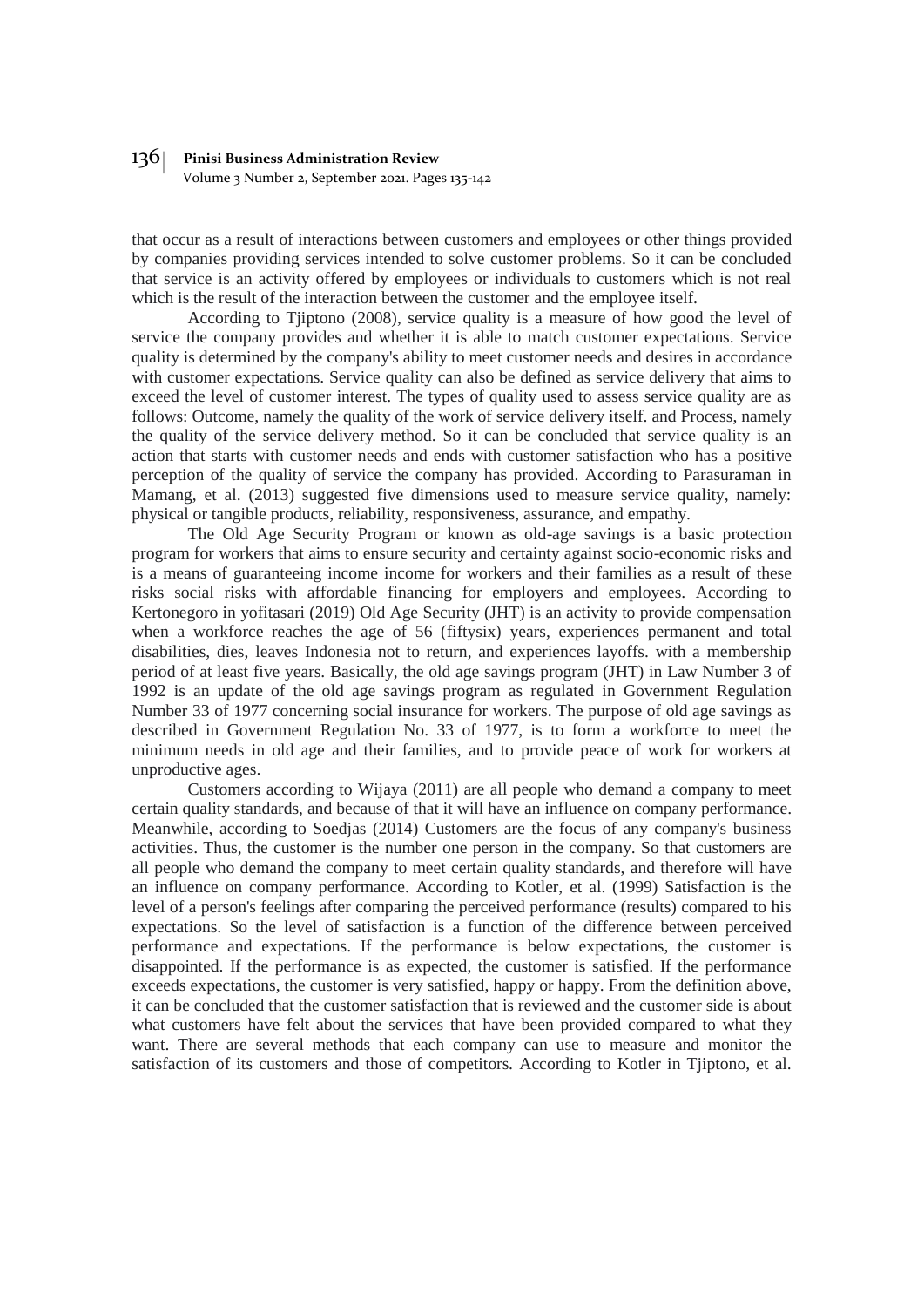that occur as a result of interactions between customers and employees or other things provided by companies providing services intended to solve customer problems. So it can be concluded that service is an activity offered by employees or individuals to customers which is not real which is the result of the interaction between the customer and the employee itself.

According to Tjiptono (2008), service quality is a measure of how good the level of service the company provides and whether it is able to match customer expectations. Service quality is determined by the company's ability to meet customer needs and desires in accordance with customer expectations. Service quality can also be defined as service delivery that aims to exceed the level of customer interest. The types of quality used to assess service quality are as follows: Outcome, namely the quality of the work of service delivery itself. and Process, namely the quality of the service delivery method. So it can be concluded that service quality is an action that starts with customer needs and ends with customer satisfaction who has a positive perception of the quality of service the company has provided. According to Parasuraman in Mamang, et al. (2013) suggested five dimensions used to measure service quality, namely: physical or tangible products, reliability, responsiveness, assurance, and empathy.

The Old Age Security Program or known as old-age savings is a basic protection program for workers that aims to ensure security and certainty against socio-economic risks and is a means of guaranteeing income income for workers and their families as a result of these risks social risks with affordable financing for employers and employees. According to Kertonegoro in yofitasari (2019) Old Age Security (JHT) is an activity to provide compensation when a workforce reaches the age of 56 (fiftysix) years, experiences permanent and total disabilities, dies, leaves Indonesia not to return, and experiences layoffs. with a membership period of at least five years. Basically, the old age savings program (JHT) in Law Number 3 of 1992 is an update of the old age savings program as regulated in Government Regulation Number 33 of 1977 concerning social insurance for workers. The purpose of old age savings as described in Government Regulation No. 33 of 1977, is to form a workforce to meet the minimum needs in old age and their families, and to provide peace of work for workers at unproductive ages.

Customers according to Wijaya (2011) are all people who demand a company to meet certain quality standards, and because of that it will have an influence on company performance. Meanwhile, according to Soedjas (2014) Customers are the focus of any company's business activities. Thus, the customer is the number one person in the company. So that customers are all people who demand the company to meet certain quality standards, and therefore will have an influence on company performance. According to Kotler, et al. (1999) Satisfaction is the level of a person's feelings after comparing the perceived performance (results) compared to his expectations. So the level of satisfaction is a function of the difference between perceived performance and expectations. If the performance is below expectations, the customer is disappointed. If the performance is as expected, the customer is satisfied. If the performance exceeds expectations, the customer is very satisfied, happy or happy. From the definition above, it can be concluded that the customer satisfaction that is reviewed and the customer side is about what customers have felt about the services that have been provided compared to what they want. There are several methods that each company can use to measure and monitor the satisfaction of its customers and those of competitors. According to Kotler in Tjiptono, et al.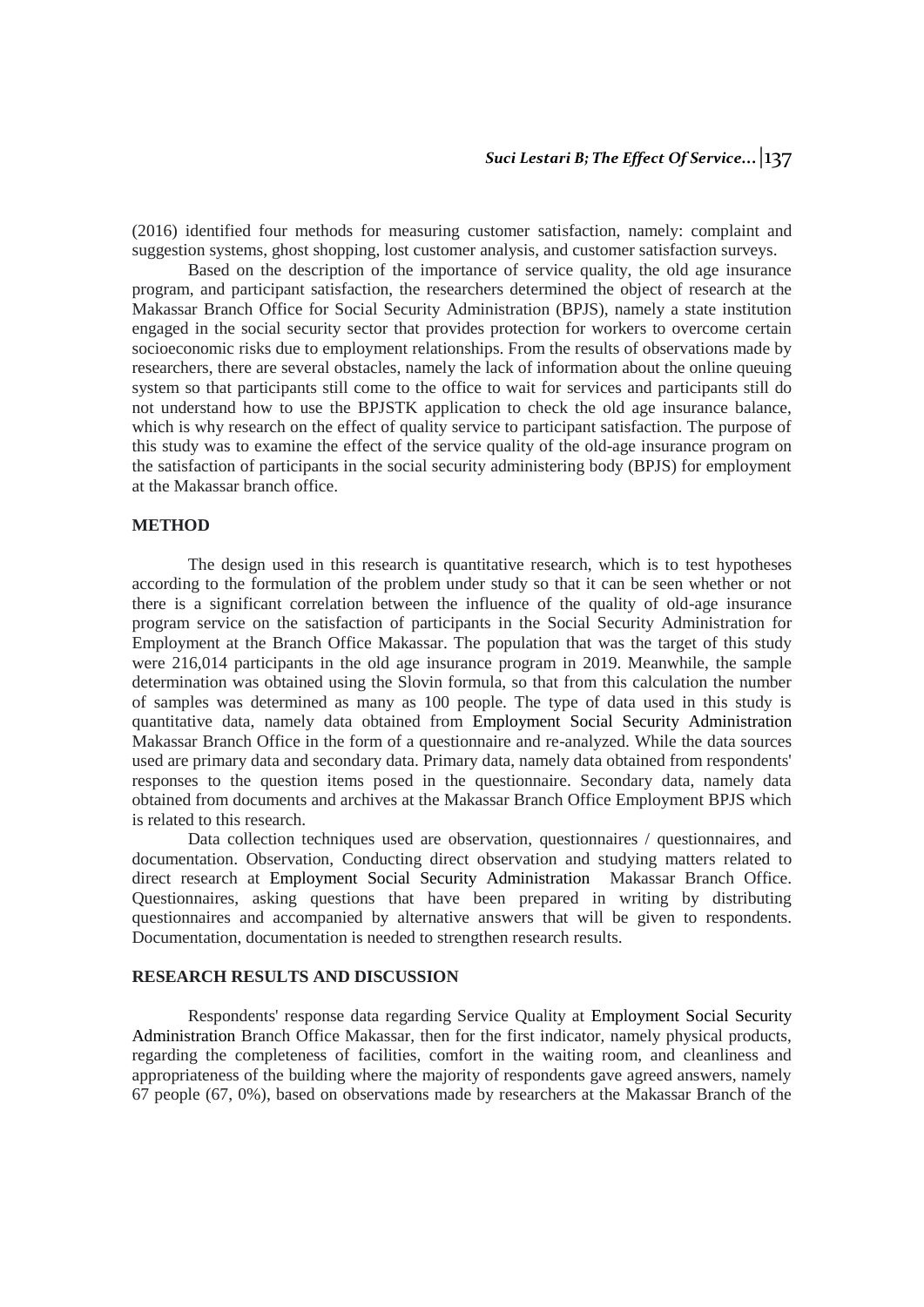(2016) identified four methods for measuring customer satisfaction, namely: complaint and suggestion systems, ghost shopping, lost customer analysis, and customer satisfaction surveys.

Based on the description of the importance of service quality, the old age insurance program, and participant satisfaction, the researchers determined the object of research at the Makassar Branch Office for Social Security Administration (BPJS), namely a state institution engaged in the social security sector that provides protection for workers to overcome certain socioeconomic risks due to employment relationships. From the results of observations made by researchers, there are several obstacles, namely the lack of information about the online queuing system so that participants still come to the office to wait for services and participants still do not understand how to use the BPJSTK application to check the old age insurance balance, which is why research on the effect of quality service to participant satisfaction. The purpose of this study was to examine the effect of the service quality of the old-age insurance program on the satisfaction of participants in the social security administering body (BPJS) for employment at the Makassar branch office.

## METHOD

The design used in this research is quantitative research, which is to test hypotheses according to the formulation of the problem under study so that it can be seen whether or not there is a significant correlation between the influence of the quality of old-age insurance program service on the satisfaction of participants in the Social Security Administration for Employment at the Branch Office Makassar. The population that was the target of this study were 216,014 participants in the old age insurance program in 2019. Meanwhile, the sample determination was obtained using the Slovin formula, so that from this calculation the number of samples was determined as many as 100 people. The type of data used in this study is quantitative data, namely data obtained from Employment Social Security Administration Makassar Branch Office in the form of a questionnaire and re-analyzed. While the data sources used are primary data and secondary data. Primary data, namely data obtained from respondents' responses to the question items posed in the questionnaire. Secondary data, namely data obtained from documents and archives at the Makassar Branch Office Employment BPJS which is related to this research.

Data collection techniques used are observation, questionnaires / questionnaires, and documentation. Observation, Conducting direct observation and studying matters related to direct research at Employment Social Security Administration Makassar Branch Office. Questionnaires, asking questions that have been prepared in writing by distributing questionnaires and accompanied by alternative answers that will be given to respondents. Documentation, documentation is needed to strengthen research results.

## RESEARCH RESULTS AND DISCUSSION

Respondents' response data regarding Service Quality at Employment Social Security Administration Branch Office Makassar, then for the first indicator, namely physical products, regarding the completeness of facilities, comfort in the waiting room, and cleanliness and appropriateness of the building where the majority of respondents gave agreed answers, namely 67 people (67, 0%), based on observations made by researchers at the Makassar Branch of the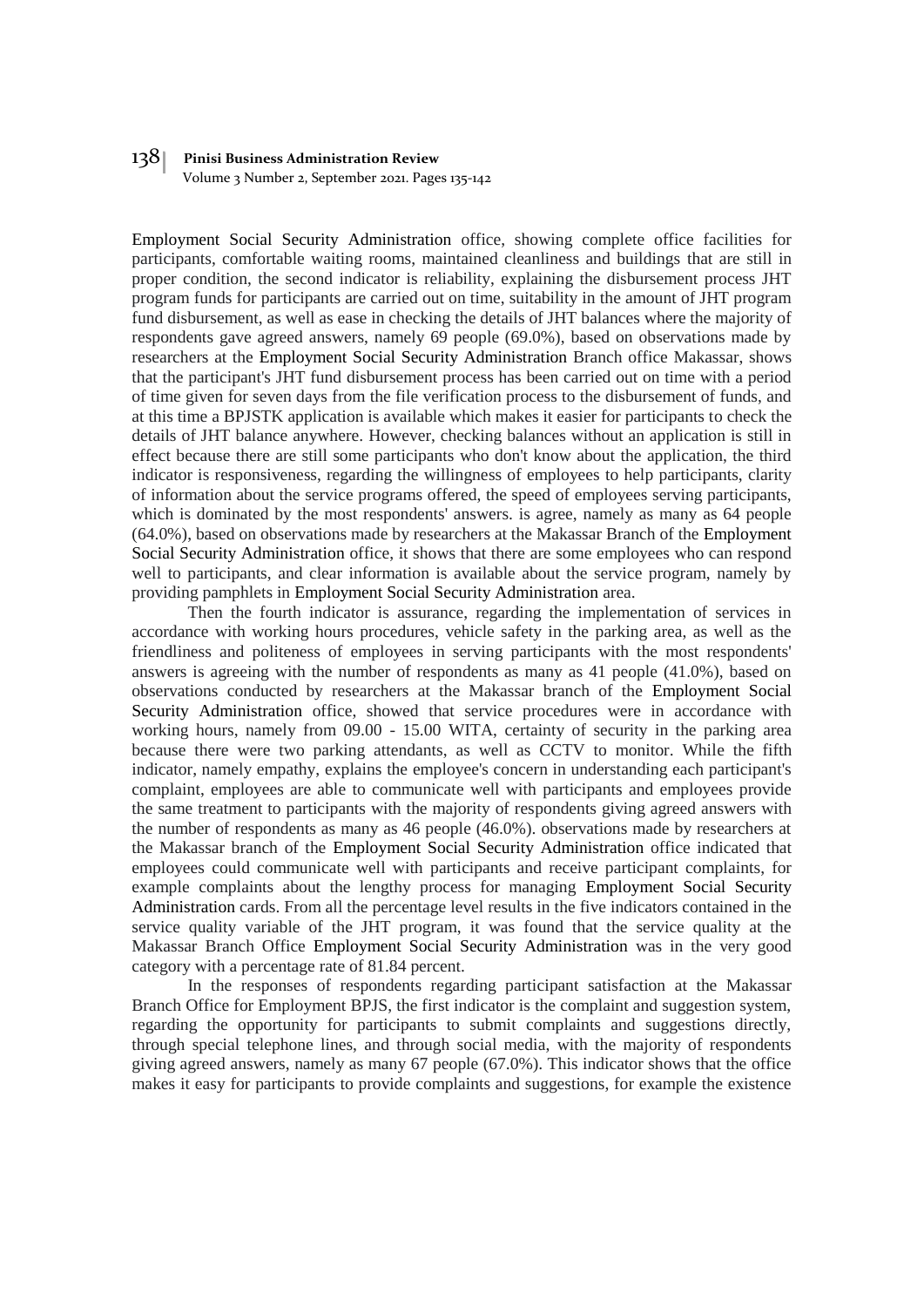Employment Social Security Administration office, showing complete office facilities for participants, comfortable waiting rooms, maintained cleanliness and buildings that are still in proper condition, the second indicator is reliability, explaining the disbursement process JHT program funds for participants are carried out on time, suitability in the amount of JHT program fund disbursement, as well as ease in checking the details of JHT balances where the majority of respondents gave agreed answers, namely 69 people (69.0%), based on observations made by researchers at the Employment Social Security Administration Branch office Makassar, shows that the participant's JHT fund disbursement process has been carried out on time with a period of time given for seven days from the file verification process to the disbursement of funds, and at this time a BPJSTK application is available which makes it easier for participants to check the details of JHT balance anywhere. However, checking balances without an application is still in effect because there are still some participants who don't know about the application, the third indicator is responsiveness, regarding the willingness of employees to help participants, clarity of information about the service programs offered, the speed of employees serving participants, which is dominated by the most respondents' answers. is agree, namely as many as 64 people (64.0%), based on observations made by researchers at the Makassar Branch of the Employment Social Security Administration office, it shows that there are some employees who can respond well to participants, and clear information is available about the service program, namely by providing pamphlets in Employment Social Security Administration area.

Then the fourth indicator is assurance, regarding the implementation of services in accordance with working hours procedures, vehicle safety in the parking area, as well as the friendliness and politeness of employees in serving participants with the most respondents' answers is agreeing with the number of respondents as many as 41 people (41.0%), based on observations conducted by researchers at the Makassar branch of the Employment Social Security Administration office, showed that service procedures were in accordance with working hours, namely from 09.00 - 15.00 WITA, certainty of security in the parking area because there were two parking attendants, as well as CCTV to monitor. While the fifth indicator, namely empathy, explains the employee's concern in understanding each participant's complaint, employees are able to communicate well with participants and employees provide the same treatment to participants with the majority of respondents giving agreed answers with the number of respondents as many as 46 people (46.0%). observations made by researchers at the Makassar branch of the Employment Social Security Administration office indicated that employees could communicate well with participants and receive participant complaints, for example complaints about the lengthy process for managing Employment Social Security Administration cards. From all the percentage level results in the five indicators contained in the service quality variable of the JHT program, it was found that the service quality at the Makassar Branch Office Employment Social Security Administration was in the very good category with a percentage rate of 81.84 percent.

In the responses of respondents regarding participant satisfaction at the Makassar Branch Office for Employment BPJS, the first indicator is the complaint and suggestion system, regarding the opportunity for participants to submit complaints and suggestions directly, through special telephone lines, and through social media, with the majority of respondents giving agreed answers, namely as many 67 people (67.0%). This indicator shows that the office makes it easy for participants to provide complaints and suggestions, for example the existence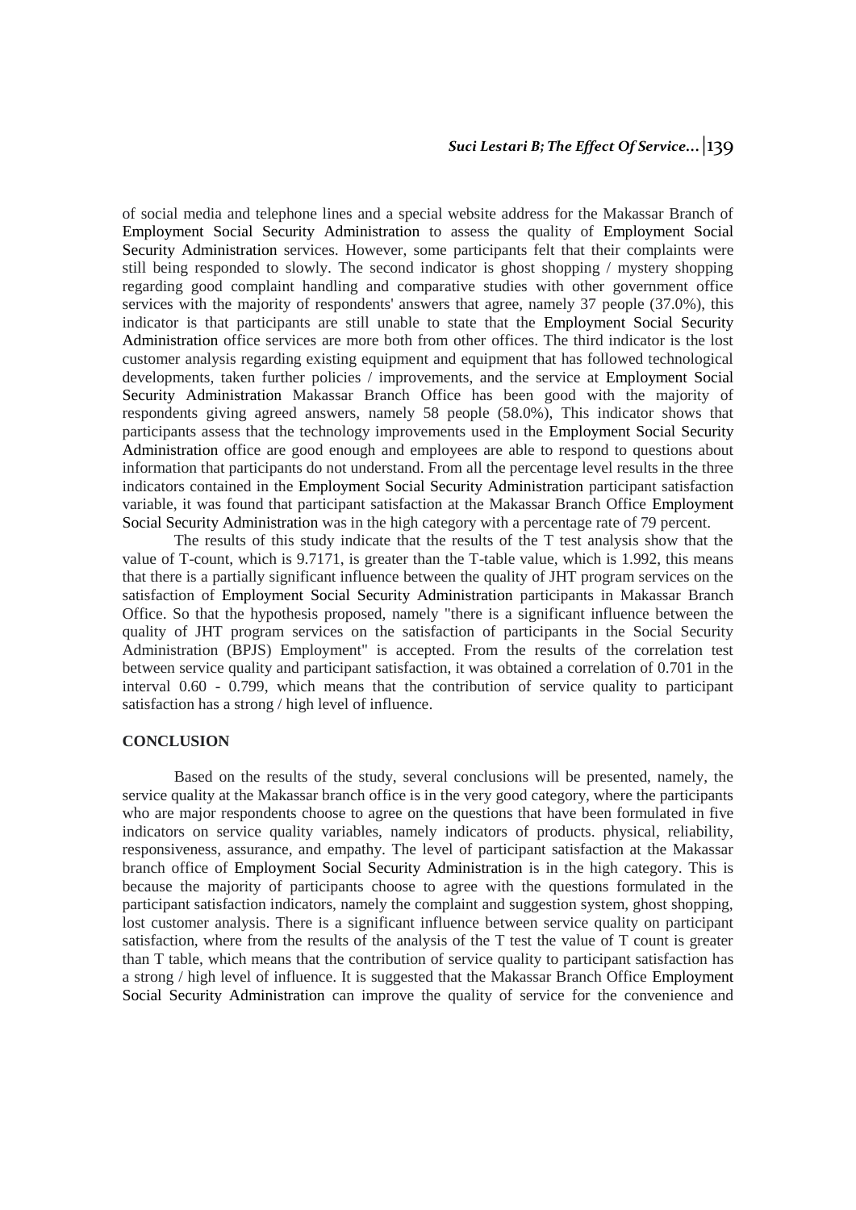of social media and telephone lines and a special website address for the Makassar Branch of Employment Social Security Administration to assess the quality of Employment Social Security Administration services. However, some participants felt that their complaints were still being responded to slowly. The second indicator is ghost shopping / mystery shopping regarding good complaint handling and comparative studies with other government office services with the majority of respondents' answers that agree, namely 37 people (37.0%), this indicator is that participants are still unable to state that the Employment Social Security Administration office services are more both from other offices. The third indicator is the lost customer analysis regarding existing equipment and equipment that has followed technological developments, taken further policies / improvements, and the service at Employment Social Security Administration Makassar Branch Office has been good with the majority of respondents giving agreed answers, namely 58 people (58.0%), This indicator shows that participants assess that the technology improvements used in the Employment Social Security Administration office are good enough and employees are able to respond to questions about information that participants do not understand. From all the percentage level results in the three indicators contained in the Employment Social Security Administration participant satisfaction variable, it was found that participant satisfaction at the Makassar Branch Office Employment Social Security Administration was in the high category with a percentage rate of 79 percent.

The results of this study indicate that the results of the T test analysis show that the value of T-count, which is 9.7171, is greater than the T-table value, which is 1.992, this means that there is a partially significant influence between the quality of JHT program services on the satisfaction of Employment Social Security Administration participants in Makassar Branch Office. So that the hypothesis proposed, namely "there is a significant influence between the quality of JHT program services on the satisfaction of participants in the Social Security Administration (BPJS) Employment" is accepted. From the results of the correlation test between service quality and participant satisfaction, it was obtained a correlation of 0.701 in the interval 0.60 - 0.799, which means that the contribution of service quality to participant satisfaction has a strong / high level of influence.

## CONCLUSION

Based on the results of the study, several conclusions will be presented, namely, the service quality at the Makassar branch office is in the very good category, where the participants who are major respondents choose to agree on the questions that have been formulated in five indicators on service quality variables, namely indicators of products. physical, reliability, responsiveness, assurance, and empathy. The level of participant satisfaction at the Makassar branch office of Employment Social Security Administration is in the high category. This is because the majority of participants choose to agree with the questions formulated in the participant satisfaction indicators, namely the complaint and suggestion system, ghost shopping, lost customer analysis. There is a significant influence between service quality on participant satisfaction, where from the results of the analysis of the T test the value of T count is greater than T table, which means that the contribution of service quality to participant satisfaction has a strong / high level of influence. It is suggested that the Makassar Branch Office Employment Social Security Administration can improve the quality of service for the convenience and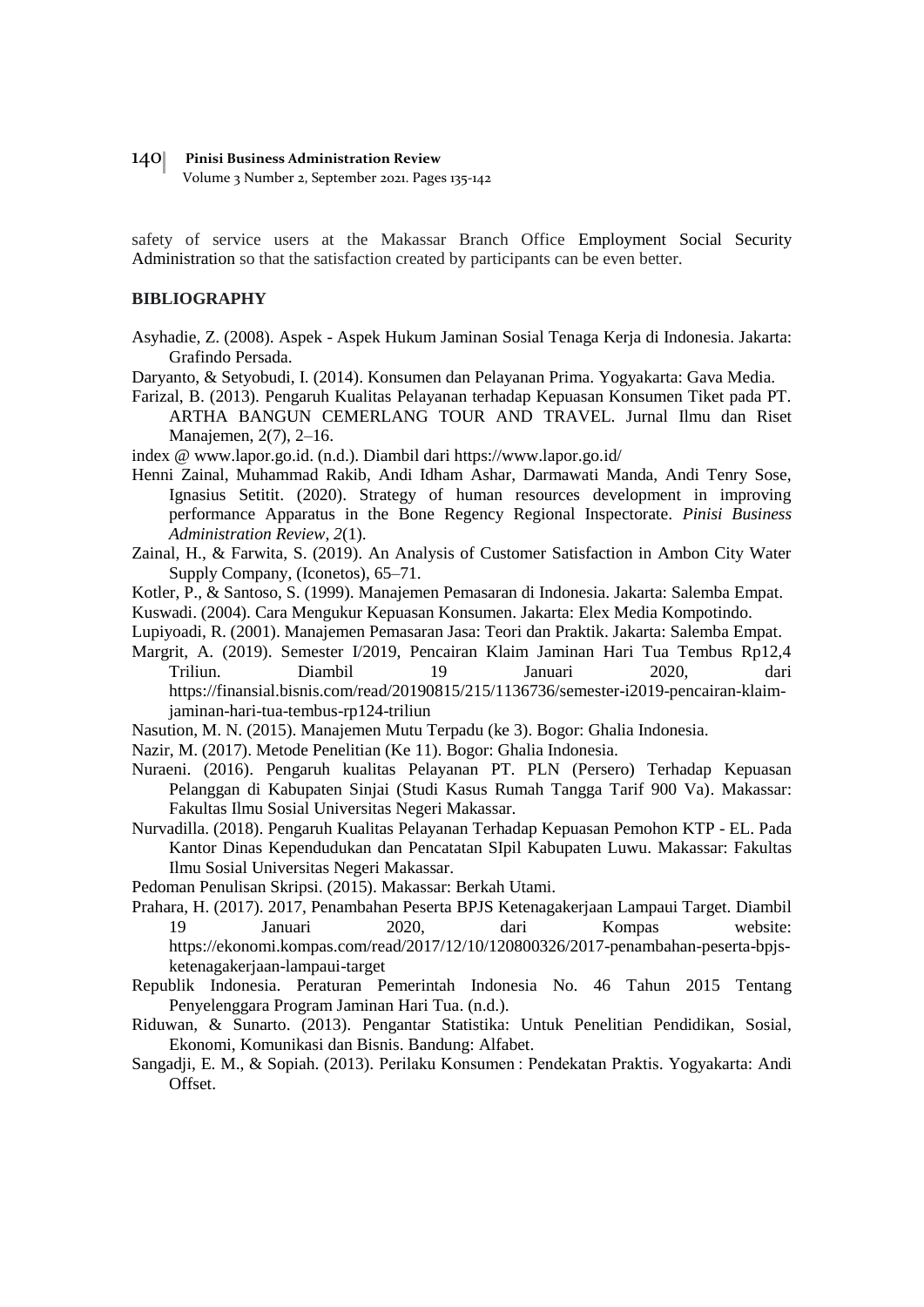safety of service users at the Makassar Branch Office Employment Social Security Administration so that the satisfaction created by participants can be even better.

## BIBLIOGRAPHY

Asyhadie, Z. (2008). Aspek - Aspek Hukum Jaminan Sosial Tenaga Kerja di Indonesia. Jakarta: Grafindo Persada.

Daryanto, & Setyobudi, I. (2014). Konsumen dan Pelayanan Prima. Yogyakarta: Gava Media.

Farizal, B. (2013). Pengaruh Kualitas Pelayanan terhadap Kepuasan Konsumen Tiket pada PT. ARTHA BANGUN CEMERLANG TOUR AND TRAVEL. Jurnal Ilmu dan Riset Manajemen, 2(7), 2–16.

index @ www.lapor.go.id. (n.d.). Diambil dari https://www.lapor.go.id/

Henni Zainal, Muhammad Rakib, Andi Idham Ashar, Darmawati Manda, Andi Tenry Sose, Ignasius Setitit. (2020). Strategy of human resources development in improving performance Apparatus in the Bone Regency Regional Inspectorate. *Pinisi Business Administration Review*, *2*(1).

Zainal, H., & Farwita, S. (2019). An Analysis of Customer Satisfaction in Ambon City Water Supply Company, (Iconetos), 65–71.

Kotler, P., & Santoso, S. (1999). Manajemen Pemasaran di Indonesia. Jakarta: Salemba Empat.

Kuswadi. (2004). Cara Mengukur Kepuasan Konsumen. Jakarta: Elex Media Kompotindo.

Lupiyoadi, R. (2001). Manajemen Pemasaran Jasa: Teori dan Praktik. Jakarta: Salemba Empat.

Margrit, A. (2019). Semester I/2019, Pencairan Klaim Jaminan Hari Tua Tembus Rp12,4 Triliun. Diambil 19 Januari 2020, dari https://finansial.bisnis.com/read/20190815/215/1136736/semester-i2019-pencairan-klaim-jaminan-hari-tua-tembus-rp124-triliun

Nasution, M. N. (2015). Manajemen Mutu Terpadu (ke 3). Bogor: Ghalia Indonesia.

Nazir, M. (2017). Metode Penelitian (Ke 11). Bogor: Ghalia Indonesia.

Nuraeni. (2016). Pengaruh kualitas Pelayanan PT. PLN (Persero) Terhadap Kepuasan Pelanggan di Kabupaten Sinjai (Studi Kasus Rumah Tangga Tarif 900 Va). Makassar: Fakultas Ilmu Sosial Universitas Negeri Makassar.

Nurvadilla. (2018). Pengaruh Kualitas Pelayanan Terhadap Kepuasan Pemohon KTP - EL. Pada Kantor Dinas Kependudukan dan Pencatatan SIpil Kabupaten Luwu. Makassar: Fakultas Ilmu Sosial Universitas Negeri Makassar.

Pedoman Penulisan Skripsi. (2015). Makassar: Berkah Utami.

Prahara, H. (2017). 2017, Penambahan Peserta BPJS Ketenagakerjaan Lampaui Target. Diambil 19 Januari 2020, dari Kompas website: https://ekonomi.kompas.com/read/2017/12/10/120800326/2017-penambahan-peserta-bpjs-ketenagakerjaan-lampaui-target

Republik Indonesia. Peraturan Pemerintah Indonesia No. 46 Tahun 2015 Tentang Penyelenggara Program Jaminan Hari Tua. (n.d.).

Riduwan, & Sunarto. (2013). Pengantar Statistika: Untuk Penelitian Pendidikan, Sosial, Ekonomi, Komunikasi dan Bisnis. Bandung: Alfabet.

Sangadji, E. M., & Sopiah. (2013). Perilaku Konsumen : Pendekatan Praktis. Yogyakarta: Andi Offset.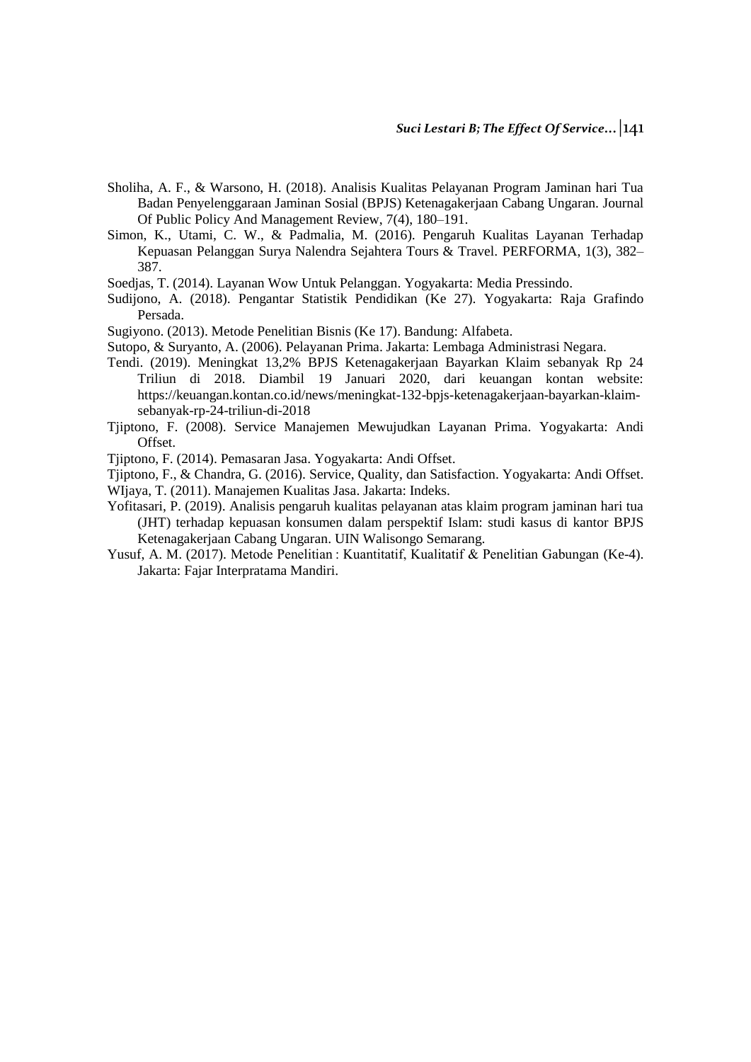Sholiha, A. F., & Warsono, H. (2018). Analisis Kualitas Pelayanan Program Jaminan hari Tua Badan Penyelenggaraan Jaminan Sosial (BPJS) Ketenagakerjaan Cabang Ungaran. Journal Of Public Policy And Management Review, 7(4), 180–191.

Simon, K., Utami, C. W., & Padmalia, M. (2016). Pengaruh Kualitas Layanan Terhadap Kepuasan Pelanggan Surya Nalendra Sejahtera Tours & Travel. PERFORMA, 1(3), 382–387.

Soedjas, T. (2014). Layanan Wow Untuk Pelanggan. Yogyakarta: Media Pressindo.

Sudijono, A. (2018). Pengantar Statistik Pendidikan (Ke 27). Yogyakarta: Raja Grafindo Persada.

Sugiyono. (2013). Metode Penelitian Bisnis (Ke 17). Bandung: Alfabeta.

Sutopo, & Suryanto, A. (2006). Pelayanan Prima. Jakarta: Lembaga Administrasi Negara.

Tendi. (2019). Meningkat 13,2% BPJS Ketenagakerjaan Bayarkan Klaim sebanyak Rp 24 Triliun di 2018. Diambil 19 Januari 2020, dari keuangan kontan website: https://keuangan.kontan.co.id/news/meningkat-132-bpjs-ketenagakerjaan-bayarkan-klaim-sebanyak-rp-24-triliun-di-2018

Tjiptono, F. (2008). Service Manajemen Mewujudkan Layanan Prima. Yogyakarta: Andi Offset.

Tjiptono, F. (2014). Pemasaran Jasa. Yogyakarta: Andi Offset.

Tjiptono, F., & Chandra, G. (2016). Service, Quality, dan Satisfaction. Yogyakarta: Andi Offset.

WIjaya, T. (2011). Manajemen Kualitas Jasa. Jakarta: Indeks.

Yofitasari, P. (2019). Analisis pengaruh kualitas pelayanan atas klaim program jaminan hari tua (JHT) terhadap kepuasan konsumen dalam perspektif Islam: studi kasus di kantor BPJS Ketenagakerjaan Cabang Ungaran. UIN Walisongo Semarang.

Yusuf, A. M. (2017). Metode Penelitian : Kuantitatif, Kualitatif & Penelitian Gabungan (Ke-4). Jakarta: Fajar Interpratama Mandiri.